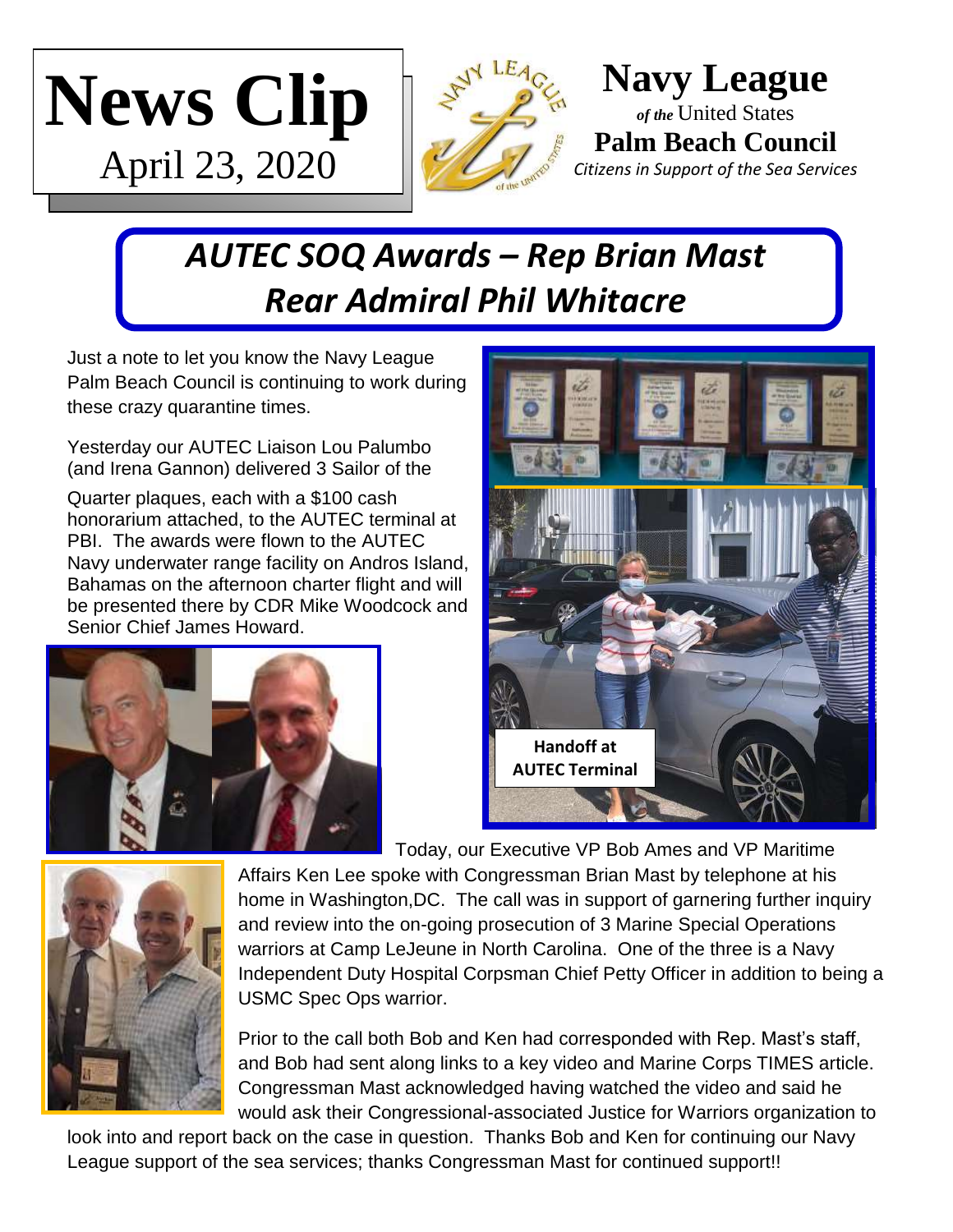# News Clip

April 23, 2020

**Navy League**
*of the* United States
**Palm Beach Council**
*Citizens in Support of the Sea Services*

## *AUTEC SOQ Awards – Rep Brian Mast Rear Admiral Phil Whitacre*

Just a note to let you know the Navy League Palm Beach Council is continuing to work during these crazy quarantine times.

Yesterday our AUTEC Liaison Lou Palumbo (and Irena Gannon) delivered 3 Sailor of the Quarter plaques, each with a $100 cash honorarium attached, to the AUTEC terminal at PBI. The awards were flown to the AUTEC Navy underwater range facility on Andros Island, Bahamas on the afternoon charter flight and will be presented there by CDR Mike Woodcock and Senior Chief James Howard.

**Handoff at AUTEC Terminal**

Today, our Executive VP Bob Ames and VP Maritime Affairs Ken Lee spoke with Congressman Brian Mast by telephone at his home in Washington,DC. The call was in support of garnering further inquiry and review into the on-going prosecution of 3 Marine Special Operations warriors at Camp LeJeune in North Carolina. One of the three is a Navy Independent Duty Hospital Corpsman Chief Petty Officer in addition to being a USMC Spec Ops warrior.

Prior to the call both Bob and Ken had corresponded with Rep. Mast's staff, and Bob had sent along links to a key video and Marine Corps TIMES article. Congressman Mast acknowledged having watched the video and said he would ask their Congressional-associated Justice for Warriors organization to look into and report back on the case in question. Thanks Bob and Ken for continuing our Navy League support of the sea services; thanks Congressman Mast for continued support!!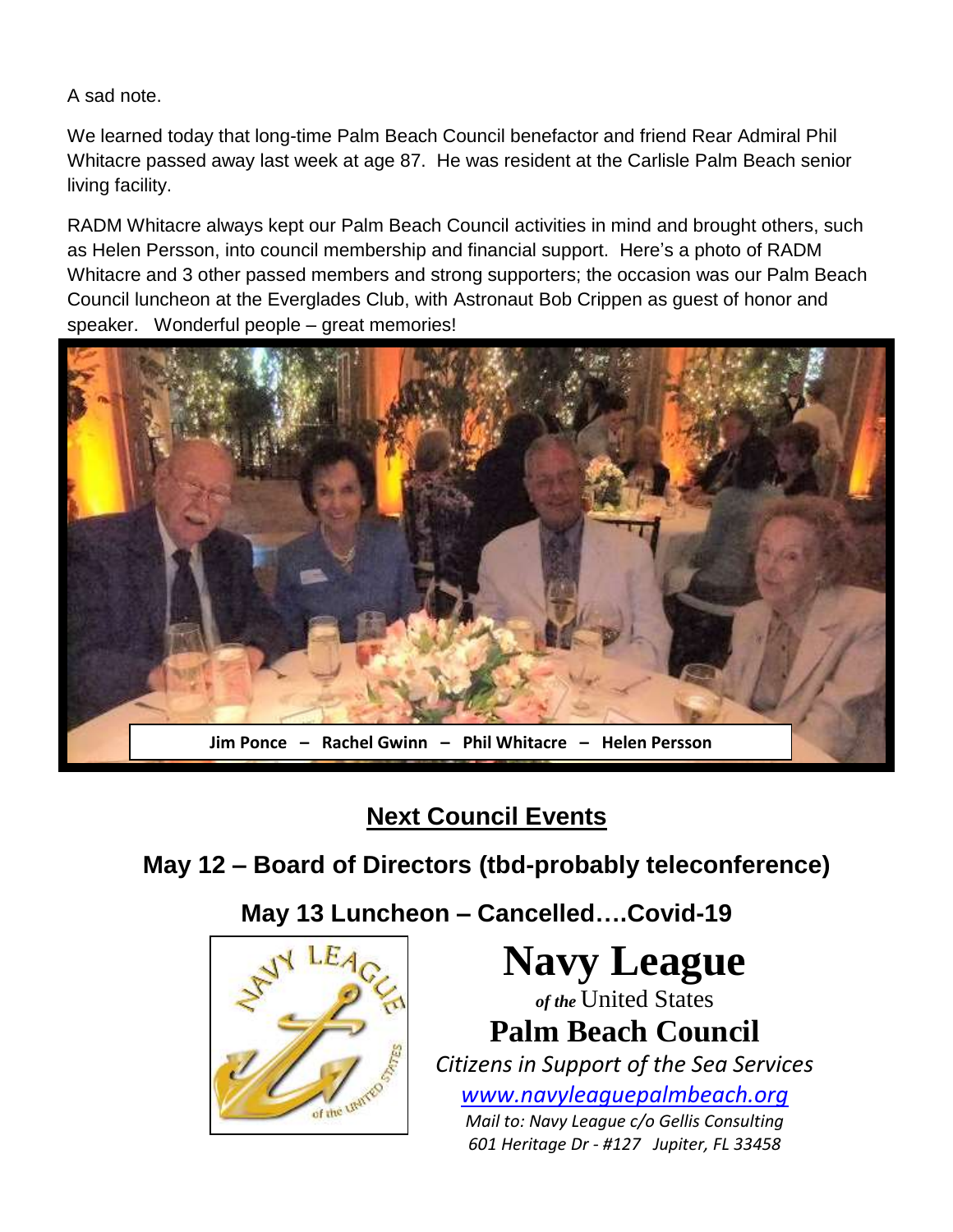A sad note.

We learned today that long-time Palm Beach Council benefactor and friend Rear Admiral Phil Whitacre passed away last week at age 87. He was resident at the Carlisle Palm Beach senior living facility.

RADM Whitacre always kept our Palm Beach Council activities in mind and brought others, such as Helen Persson, into council membership and financial support. Here's a photo of RADM Whitacre and 3 other passed members and strong supporters; the occasion was our Palm Beach Council luncheon at the Everglades Club, with Astronaut Bob Crippen as guest of honor and speaker. Wonderful people – great memories!

**Jim Ponce – Rachel Gwinn – Phil Whitacre – Helen Persson**

## Next Council Events

### May 12 – Board of Directors (tbd-probably teleconference)

### May 13 Luncheon – Cancelled….Covid-19

# Navy League

*of the* United States

## Palm Beach Council

*Citizens in Support of the Sea Services*

*www.navyleaguepalmbeach.org*

*Mail to: Navy League c/o Gellis Consulting*
*601 Heritage Dr - #127 Jupiter, FL 33458*